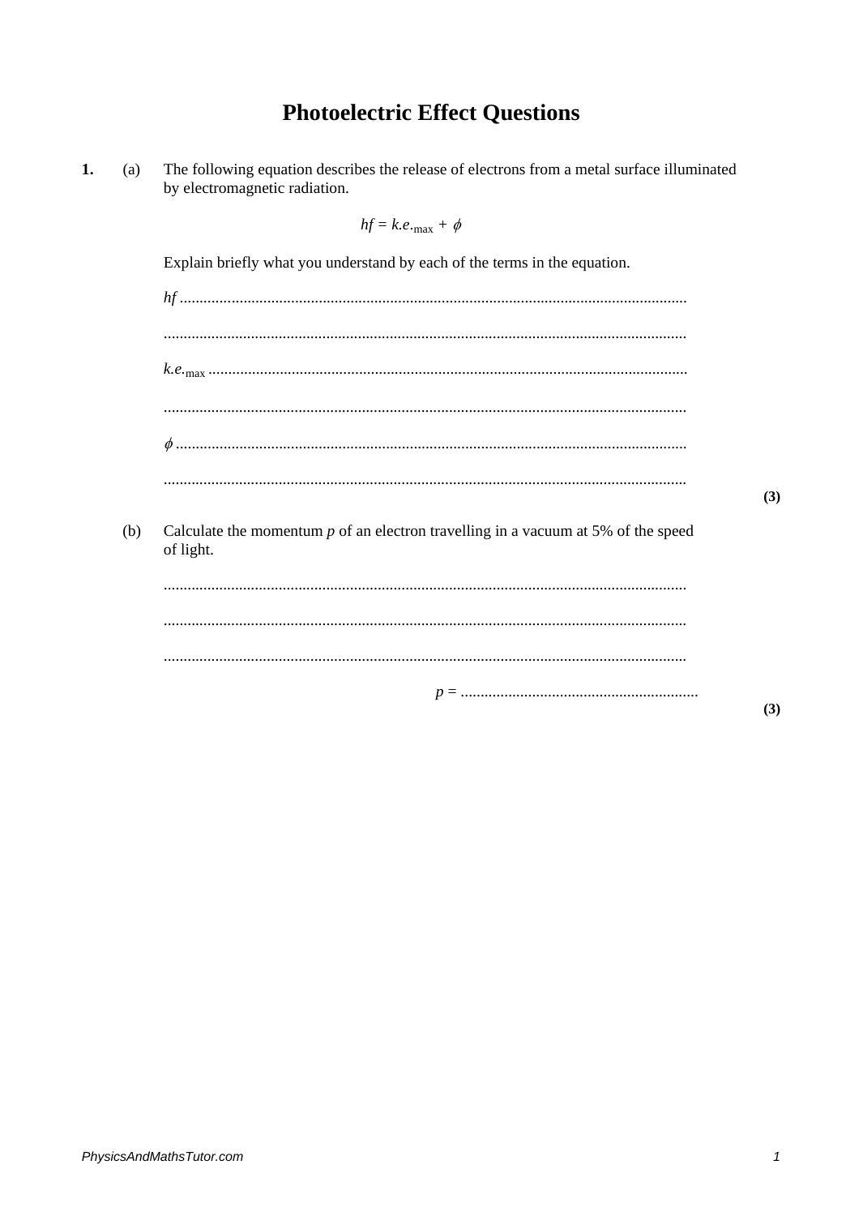# Photoelectric Effect Questions

**1.** (a) The following equation describes the release of electrons from a metal surface illuminated by electromagnetic radiation.

$$hf = k.e._{max} + \phi$$

Explain briefly what you understand by each of the terms in the equation.

$hf$ ...............................................................................................................................

...............................................................................................................................

$k.e._{max}$ ...............................................................................................................................

...............................................................................................................................

$\phi$ ...............................................................................................................................

...............................................................................................................................

**(3)**

(b) Calculate the momentum $p$ of an electron travelling in a vacuum at 5% of the speed of light.

...............................................................................................................................

...............................................................................................................................

...............................................................................................................................

$p$ = ...........................................................

**(3)**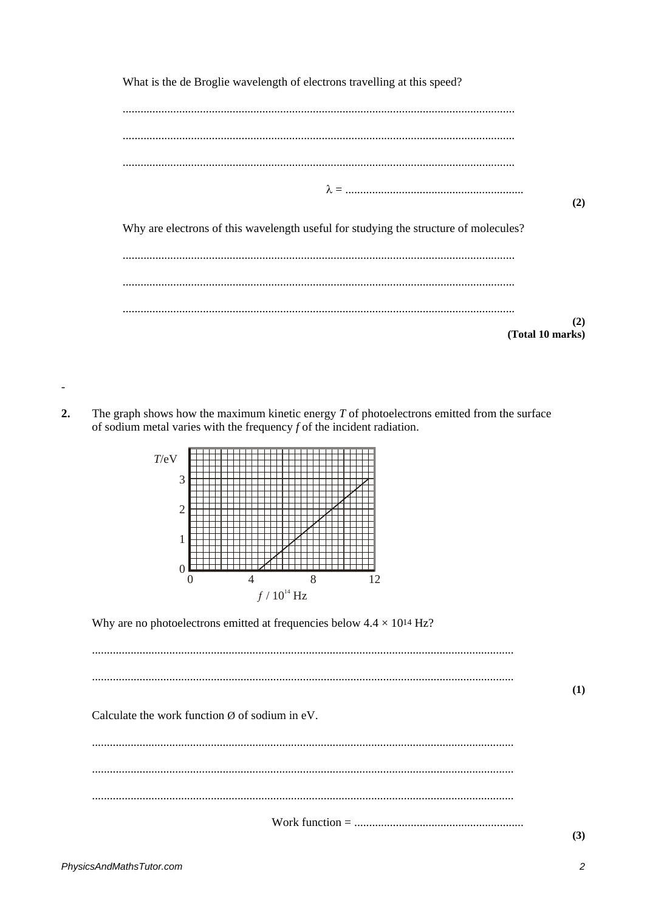What is the de Broglie wavelength of electrons travelling at this speed?

..................................................................................................................................

..................................................................................................................................

..................................................................................................................................

$\lambda$ = ............................................................

**(2)**

Why are electrons of this wavelength useful for studying the structure of molecules?

..................................................................................................................................

..................................................................................................................................

..................................................................................................................................

**(2)**
**(Total 10 marks)**

-

**2.** The graph shows how the maximum kinetic energy $T$ of photoelectrons emitted from the surface of sodium metal varies with the frequency $f$ of the incident radiation.

Why are no photoelectrons emitted at frequencies below $4.4 \times 10^{14}$ Hz?

..................................................................................................................................

..................................................................................................................................

**(1)**

Calculate the work function Ø of sodium in eV.

..................................................................................................................................

..................................................................................................................................

..................................................................................................................................

Work function = ............................................................

**(3)**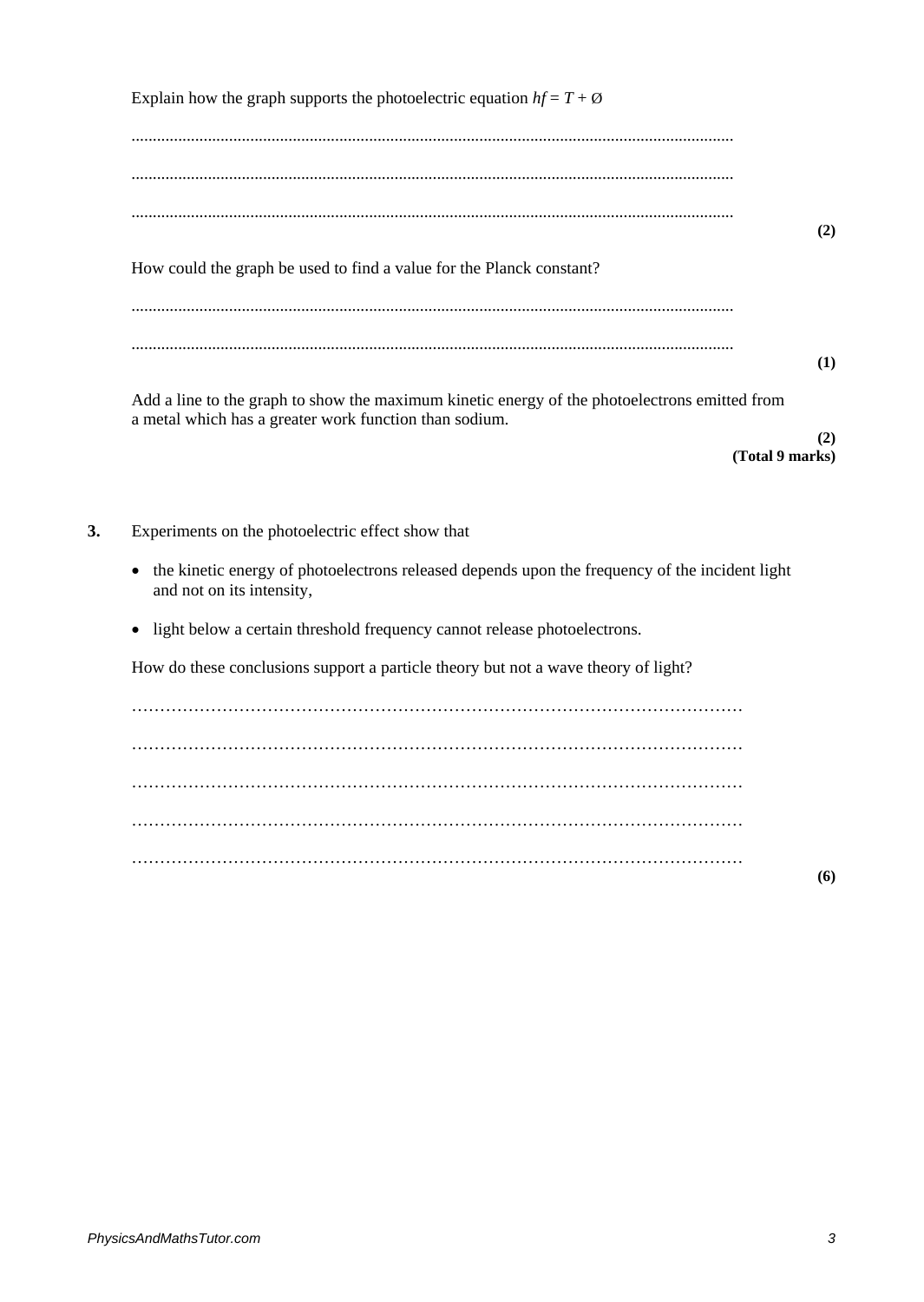Explain how the graph supports the photoelectric equation $hf = T + Ø$

.............................................................................................................................................

.............................................................................................................................................

.............................................................................................................................................

**(2)**

How could the graph be used to find a value for the Planck constant?

.............................................................................................................................................

.............................................................................................................................................

**(1)**

Add a line to the graph to show the maximum kinetic energy of the photoelectrons emitted from a metal which has a greater work function than sodium.

**(2)**
**(Total 9 marks)**

**3.** Experiments on the photoelectric effect show that

- the kinetic energy of photoelectrons released depends upon the frequency of the incident light and not on its intensity,
- light below a certain threshold frequency cannot release photoelectrons.

How do these conclusions support a particle theory but not a wave theory of light?

……………………………………………………………………………………………

……………………………………………………………………………………………

……………………………………………………………………………………………

……………………………………………………………………………………………

……………………………………………………………………………………………

**(6)**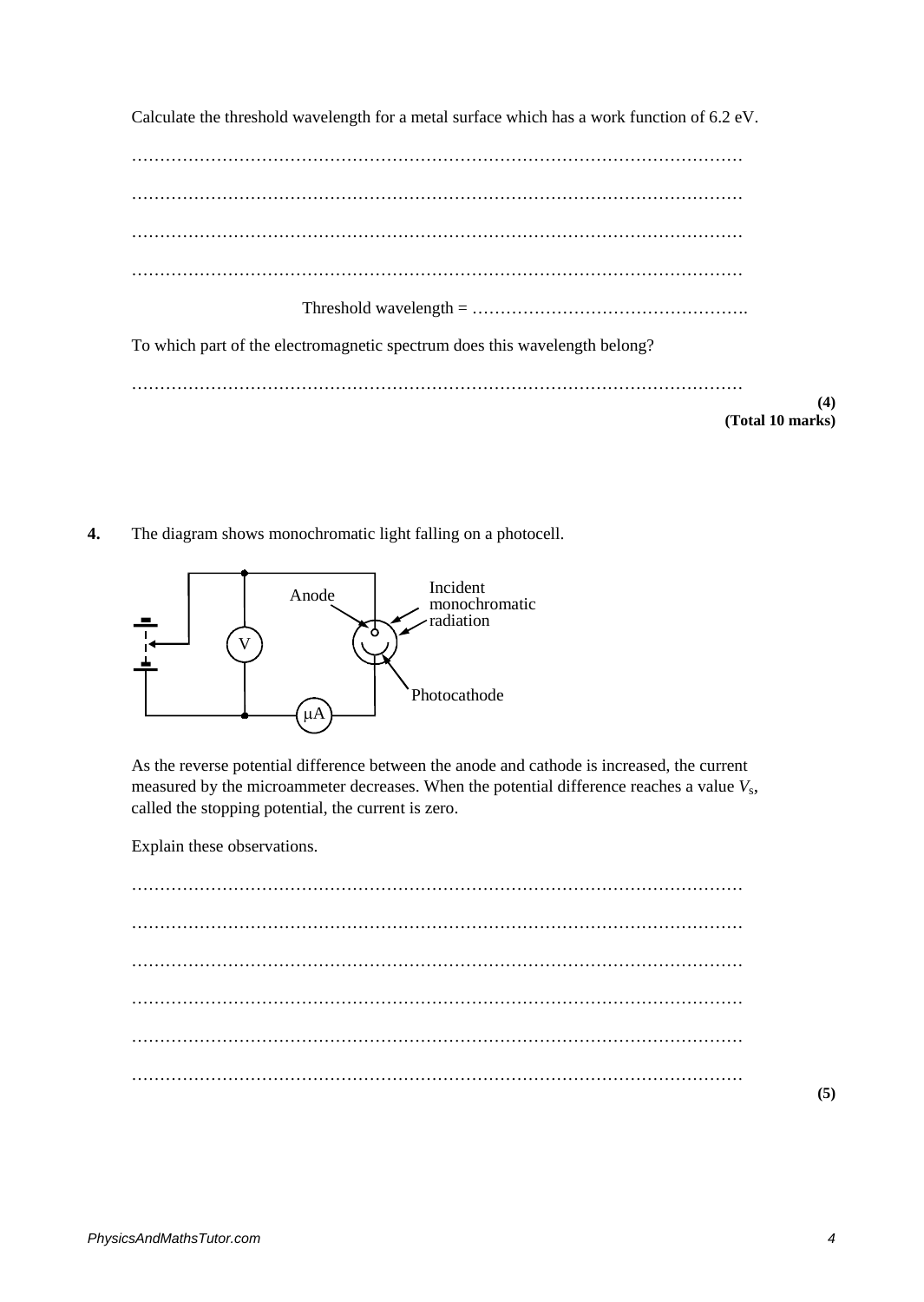Calculate the threshold wavelength for a metal surface which has a work function of 6.2 eV.

…………………………………………………………………………………………………

…………………………………………………………………………………………………

…………………………………………………………………………………………………

…………………………………………………………………………………………………

Threshold wavelength = ………………………………………….

To which part of the electromagnetic spectrum does this wavelength belong?

…………………………………………………………………………………………………

**(4)**
**(Total 10 marks)**

**4.** The diagram shows monochromatic light falling on a photocell.

As the reverse potential difference between the anode and cathode is increased, the current measured by the microammeter decreases. When the potential difference reaches a value $V_s$, called the stopping potential, the current is zero.

Explain these observations.

…………………………………………………………………………………………………

…………………………………………………………………………………………………

…………………………………………………………………………………………………

…………………………………………………………………………………………………

…………………………………………………………………………………………………

…………………………………………………………………………………………………

**(5)**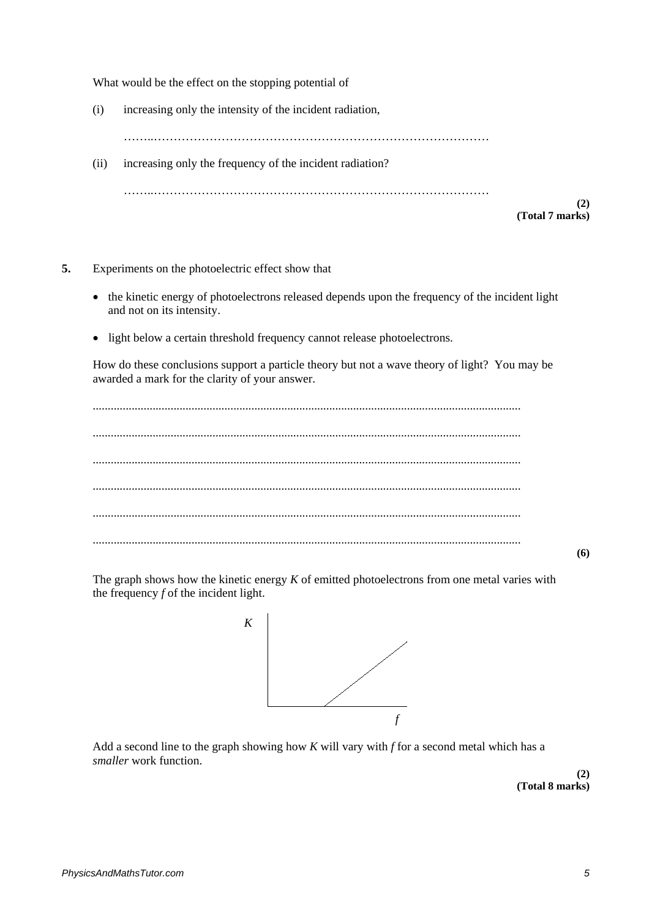What would be the effect on the stopping potential of

(i) increasing only the intensity of the incident radiation,

……..……………………………………………………………………………

(ii) increasing only the frequency of the incident radiation?

……..……………………………………………………………………………

**(2)**
**(Total 7 marks)**

**5.** Experiments on the photoelectric effect show that

- the kinetic energy of photoelectrons released depends upon the frequency of the incident light and not on its intensity.
- light below a certain threshold frequency cannot release photoelectrons.

How do these conclusions support a particle theory but not a wave theory of light? You may be awarded a mark for the clarity of your answer.

.............................................................................................................................................

.............................................................................................................................................

.............................................................................................................................................

.............................................................................................................................................

.............................................................................................................................................

.............................................................................................................................................

**(6)**

The graph shows how the kinetic energy $K$ of emitted photoelectrons from one metal varies with the frequency $f$ of the incident light.

Add a second line to the graph showing how $K$ will vary with $f$ for a second metal which has a *smaller* work function.

**(2)**
**(Total 8 marks)**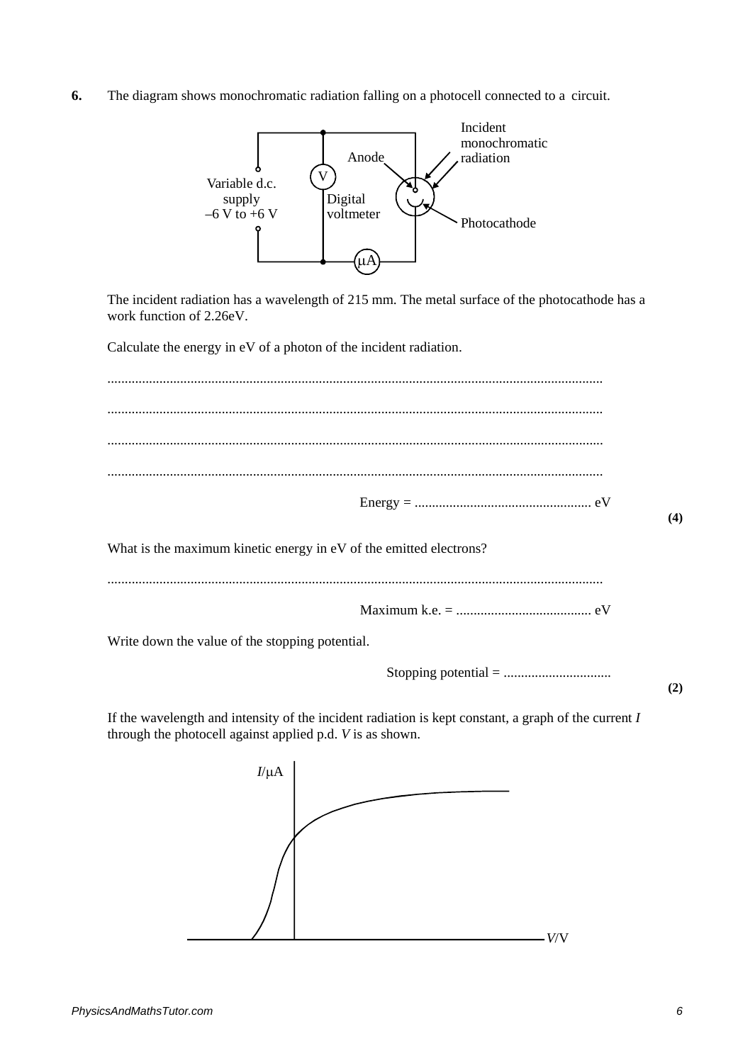**6.** The diagram shows monochromatic radiation falling on a photocell connected to a circuit.

The incident radiation has a wavelength of 215 mm. The metal surface of the photocathode has a work function of 2.26eV.

Calculate the energy in eV of a photon of the incident radiation.

..............................................................................................................................................

..............................................................................................................................................

..............................................................................................................................................

..............................................................................................................................................

Energy = ................................................... eV

**(4)**

What is the maximum kinetic energy in eV of the emitted electrons?

..............................................................................................................................................

Maximum k.e. = ....................................... eV

Write down the value of the stopping potential.

Stopping potential = ...............................

**(2)**

If the wavelength and intensity of the incident radiation is kept constant, a graph of the current $I$ through the photocell against applied p.d. $V$ is as shown.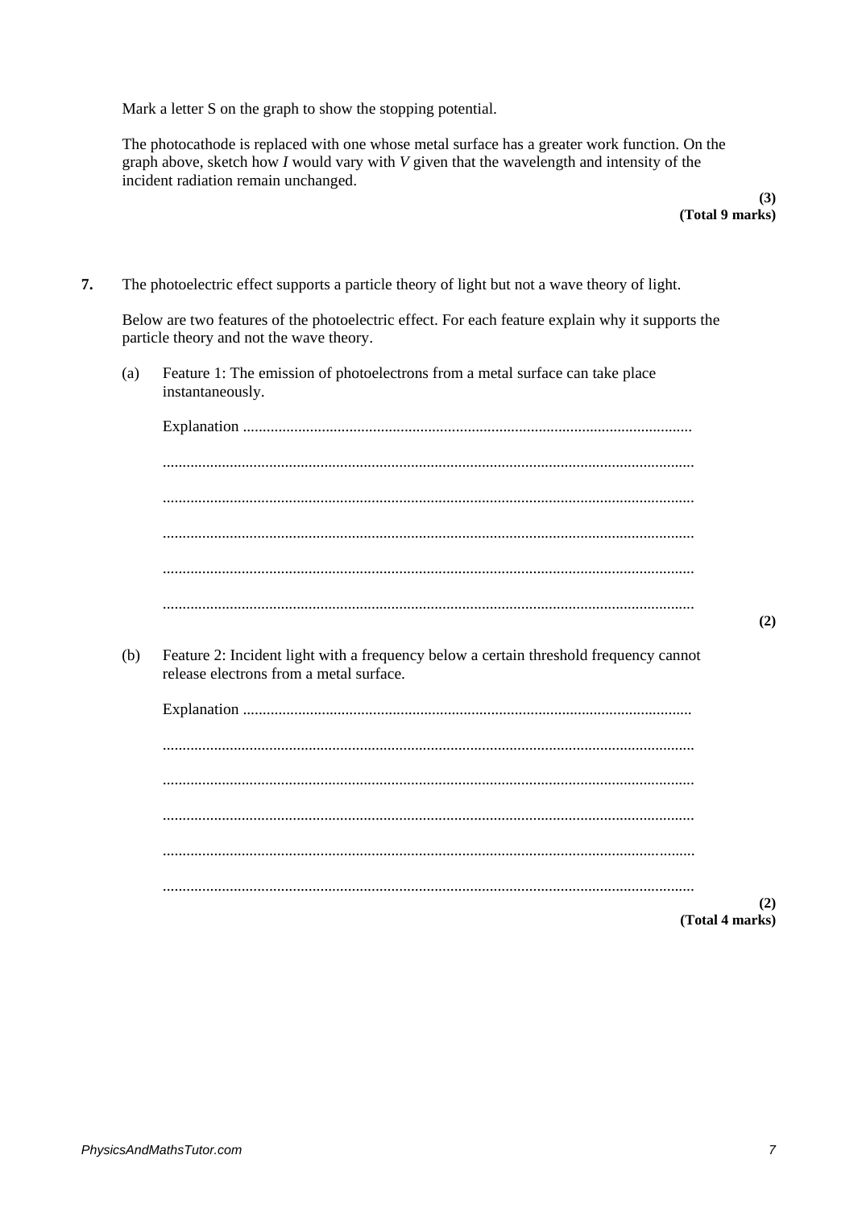Mark a letter S on the graph to show the stopping potential.

The photocathode is replaced with one whose metal surface has a greater work function. On the graph above, sketch how $I$ would vary with $V$ given that the wavelength and intensity of the incident radiation remain unchanged.

**(3)**
**(Total 9 marks)**

**7.** The photoelectric effect supports a particle theory of light but not a wave theory of light.

Below are two features of the photoelectric effect. For each feature explain why it supports the particle theory and not the wave theory.

(a) Feature 1: The emission of photoelectrons from a metal surface can take place instantaneously.

Explanation ..................................................................................................................

.............................................................................................................................

.............................................................................................................................

.............................................................................................................................

.............................................................................................................................

.............................................................................................................................

**(2)**

(b) Feature 2: Incident light with a frequency below a certain threshold frequency cannot release electrons from a metal surface.

Explanation ..................................................................................................................

.............................................................................................................................

.............................................................................................................................

.............................................................................................................................

.............................................................................................................................

.............................................................................................................................

**(2)**
**(Total 4 marks)**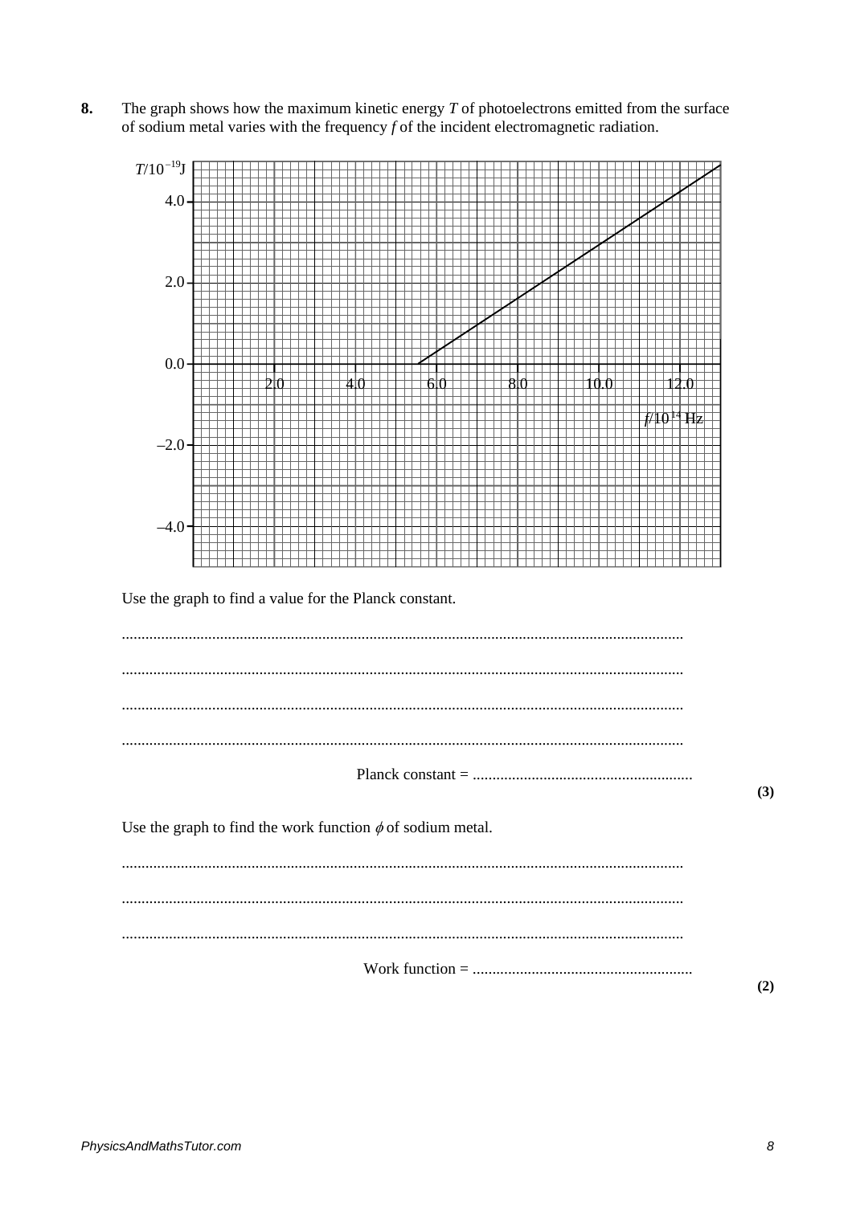**8.** The graph shows how the maximum kinetic energy $T$ of photoelectrons emitted from the surface of sodium metal varies with the frequency $f$ of the incident electromagnetic radiation.

Use the graph to find a value for the Planck constant.

............................................................................................................................................

............................................................................................................................................

............................................................................................................................................

............................................................................................................................................

Planck constant = ........................................................

**(3)**

Use the graph to find the work function $\phi$ of sodium metal.

............................................................................................................................................

............................................................................................................................................

............................................................................................................................................

Work function = ........................................................

**(2)**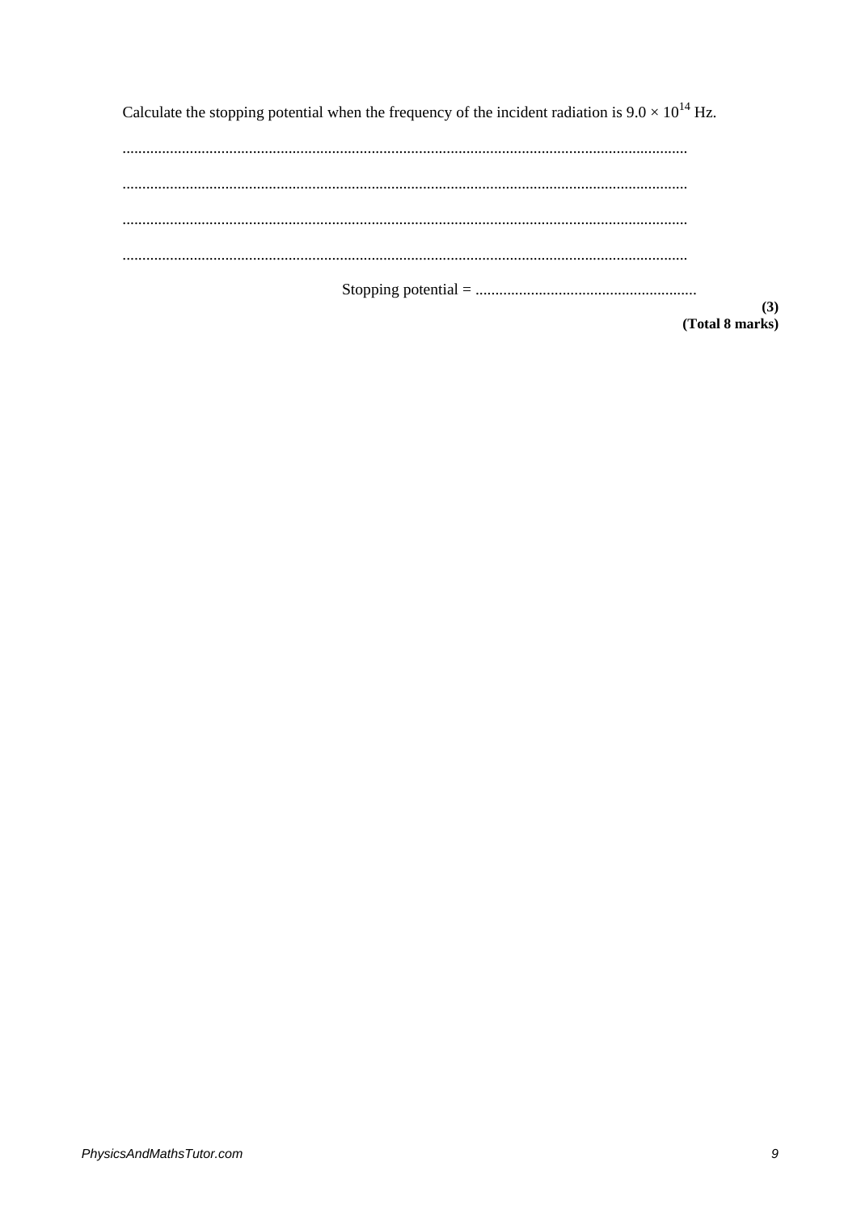Calculate the stopping potential when the frequency of the incident radiation is $9.0 \times 10^{14}$ Hz.

..............................................................................................................................................

..............................................................................................................................................

..............................................................................................................................................

..............................................................................................................................................

Stopping potential = ........................................................

**(3)**
**(Total 8 marks)**